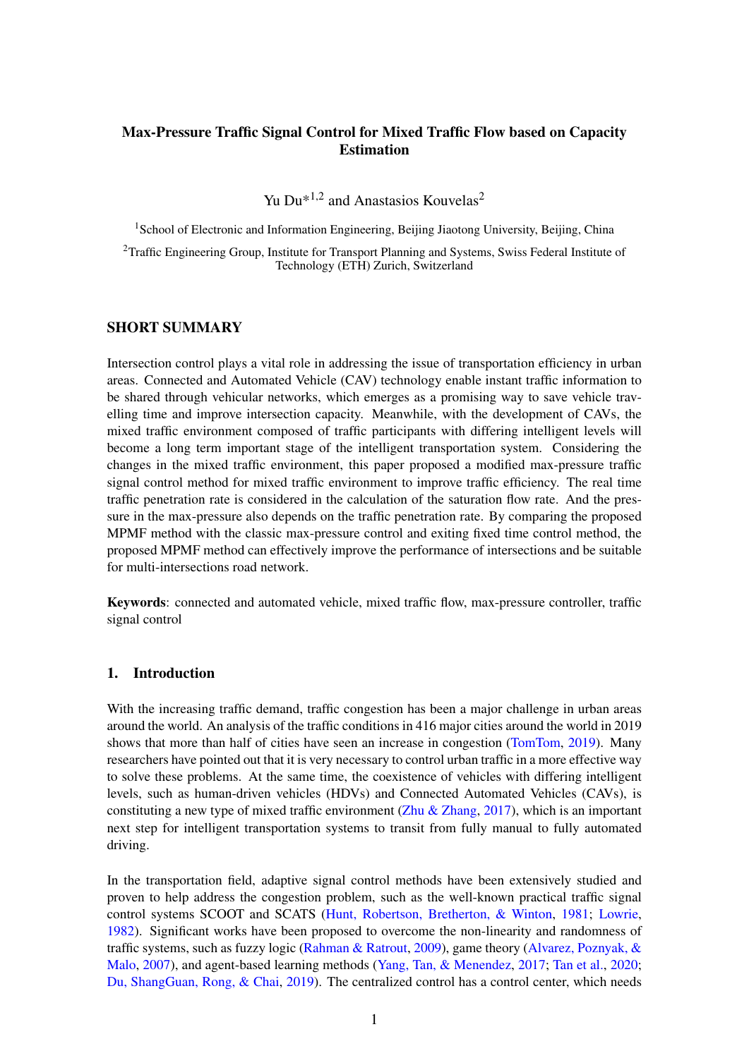# Max-Pressure Traffic Signal Control for Mixed Traffic Flow based on Capacity Estimation

Yu Du*[1,2] and Anastasios Kouvelas[2]

[1]School of Electronic and Information Engineering, Beijing Jiaotong University, Beijing, China

[2]Traffic Engineering Group, Institute for Transport Planning and Systems, Swiss Federal Institute of Technology (ETH) Zurich, Switzerland

## SHORT SUMMARY

Intersection control plays a vital role in addressing the issue of transportation efficiency in urban areas. Connected and Automated Vehicle (CAV) technology enable instant traffic information to be shared through vehicular networks, which emerges as a promising way to save vehicle travelling time and improve intersection capacity. Meanwhile, with the development of CAVs, the mixed traffic environment composed of traffic participants with differing intelligent levels will become a long term important stage of the intelligent transportation system. Considering the changes in the mixed traffic environment, this paper proposed a modified max-pressure traffic signal control method for mixed traffic environment to improve traffic efficiency. The real time traffic penetration rate is considered in the calculation of the saturation flow rate. And the pressure in the max-pressure also depends on the traffic penetration rate. By comparing the proposed MPMF method with the classic max-pressure control and exiting fixed time control method, the proposed MPMF method can effectively improve the performance of intersections and be suitable for multi-intersections road network.

**Keywords**: connected and automated vehicle, mixed traffic flow, max-pressure controller, traffic signal control

## 1. Introduction

With the increasing traffic demand, traffic congestion has been a major challenge in urban areas around the world. An analysis of the traffic conditions in 416 major cities around the world in 2019 shows that more than half of cities have seen an increase in congestion (TomTom, 2019). Many researchers have pointed out that it is very necessary to control urban traffic in a more effective way to solve these problems. At the same time, the coexistence of vehicles with differing intelligent levels, such as human-driven vehicles (HDVs) and Connected Automated Vehicles (CAVs), is constituting a new type of mixed traffic environment (Zhu & Zhang, 2017), which is an important next step for intelligent transportation systems to transit from fully manual to fully automated driving.

In the transportation field, adaptive signal control methods have been extensively studied and proven to help address the congestion problem, such as the well-known practical traffic signal control systems SCOOT and SCATS (Hunt, Robertson, Bretherton, & Winton, 1981; Lowrie, 1982). Significant works have been proposed to overcome the non-linearity and randomness of traffic systems, such as fuzzy logic (Rahman & Ratrout, 2009), game theory (Alvarez, Poznyak, & Malo, 2007), and agent-based learning methods (Yang, Tan, & Menendez, 2017; Tan et al., 2020; Du, ShangGuan, Rong, & Chai, 2019). The centralized control has a control center, which needs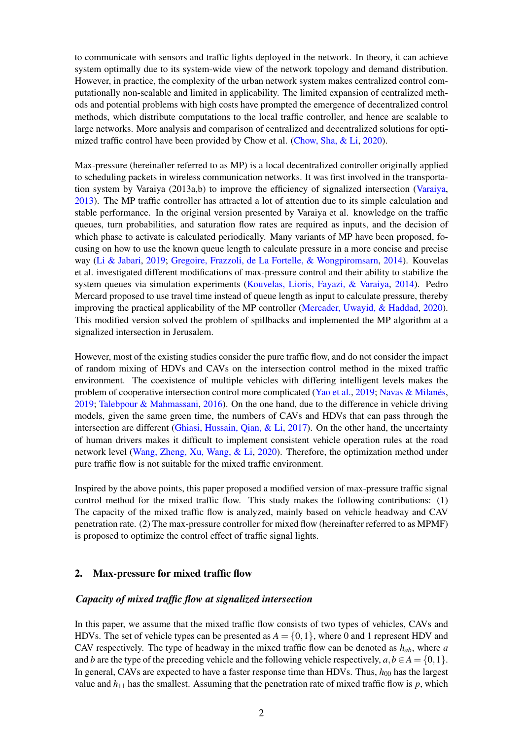to communicate with sensors and traffic lights deployed in the network. In theory, it can achieve system optimally due to its system-wide view of the network topology and demand distribution. However, in practice, the complexity of the urban network system makes centralized control computationally non-scalable and limited in applicability. The limited expansion of centralized methods and potential problems with high costs have prompted the emergence of decentralized control methods, which distribute computations to the local traffic controller, and hence are scalable to large networks. More analysis and comparison of centralized and decentralized solutions for optimized traffic control have been provided by Chow et al. (Chow, Sha, & Li, 2020).

Max-pressure (hereinafter referred to as MP) is a local decentralized controller originally applied to scheduling packets in wireless communication networks. It was first involved in the transportation system by Varaiya (2013a,b) to improve the efficiency of signalized intersection (Varaiya, 2013). The MP traffic controller has attracted a lot of attention due to its simple calculation and stable performance. In the original version presented by Varaiya et al. knowledge on the traffic queues, turn probabilities, and saturation flow rates are required as inputs, and the decision of which phase to activate is calculated periodically. Many variants of MP have been proposed, focusing on how to use the known queue length to calculate pressure in a more concise and precise way (Li & Jabari, 2019; Gregoire, Frazzoli, de La Fortelle, & Wongpiromsarn, 2014). Kouvelas et al. investigated different modifications of max-pressure control and their ability to stabilize the system queues via simulation experiments (Kouvelas, Lioris, Fayazi, & Varaiya, 2014). Pedro Mercard proposed to use travel time instead of queue length as input to calculate pressure, thereby improving the practical applicability of the MP controller (Mercader, Uwayid, & Haddad, 2020). This modified version solved the problem of spillbacks and implemented the MP algorithm at a signalized intersection in Jerusalem.

However, most of the existing studies consider the pure traffic flow, and do not consider the impact of random mixing of HDVs and CAVs on the intersection control method in the mixed traffic environment. The coexistence of multiple vehicles with differing intelligent levels makes the problem of cooperative intersection control more complicated (Yao et al., 2019; Navas & Milanés, 2019; Talebpour & Mahmassani, 2016). On the one hand, due to the difference in vehicle driving models, given the same green time, the numbers of CAVs and HDVs that can pass through the intersection are different (Ghiasi, Hussain, Qian, & Li, 2017). On the other hand, the uncertainty of human drivers makes it difficult to implement consistent vehicle operation rules at the road network level (Wang, Zheng, Xu, Wang, & Li, 2020). Therefore, the optimization method under pure traffic flow is not suitable for the mixed traffic environment.

Inspired by the above points, this paper proposed a modified version of max-pressure traffic signal control method for the mixed traffic flow. This study makes the following contributions: (1) The capacity of the mixed traffic flow is analyzed, mainly based on vehicle headway and CAV penetration rate. (2) The max-pressure controller for mixed flow (hereinafter referred to as MPMF) is proposed to optimize the control effect of traffic signal lights.

## 2. Max-pressure for mixed traffic flow

### *Capacity of mixed traffic flow at signalized intersection*

In this paper, we assume that the mixed traffic flow consists of two types of vehicles, CAVs and HDVs. The set of vehicle types can be presented as $A = \{0, 1\}$, where 0 and 1 represent HDV and CAV respectively. The type of headway in the mixed traffic flow can be denoted as $h_{ab}$, where $a$ and $b$ are the type of the preceding vehicle and the following vehicle respectively, $a, b \in A = \{0, 1\}$. In general, CAVs are expected to have a faster response time than HDVs. Thus, $h_{00}$ has the largest value and $h_{11}$ has the smallest. Assuming that the penetration rate of mixed traffic flow is $p$, which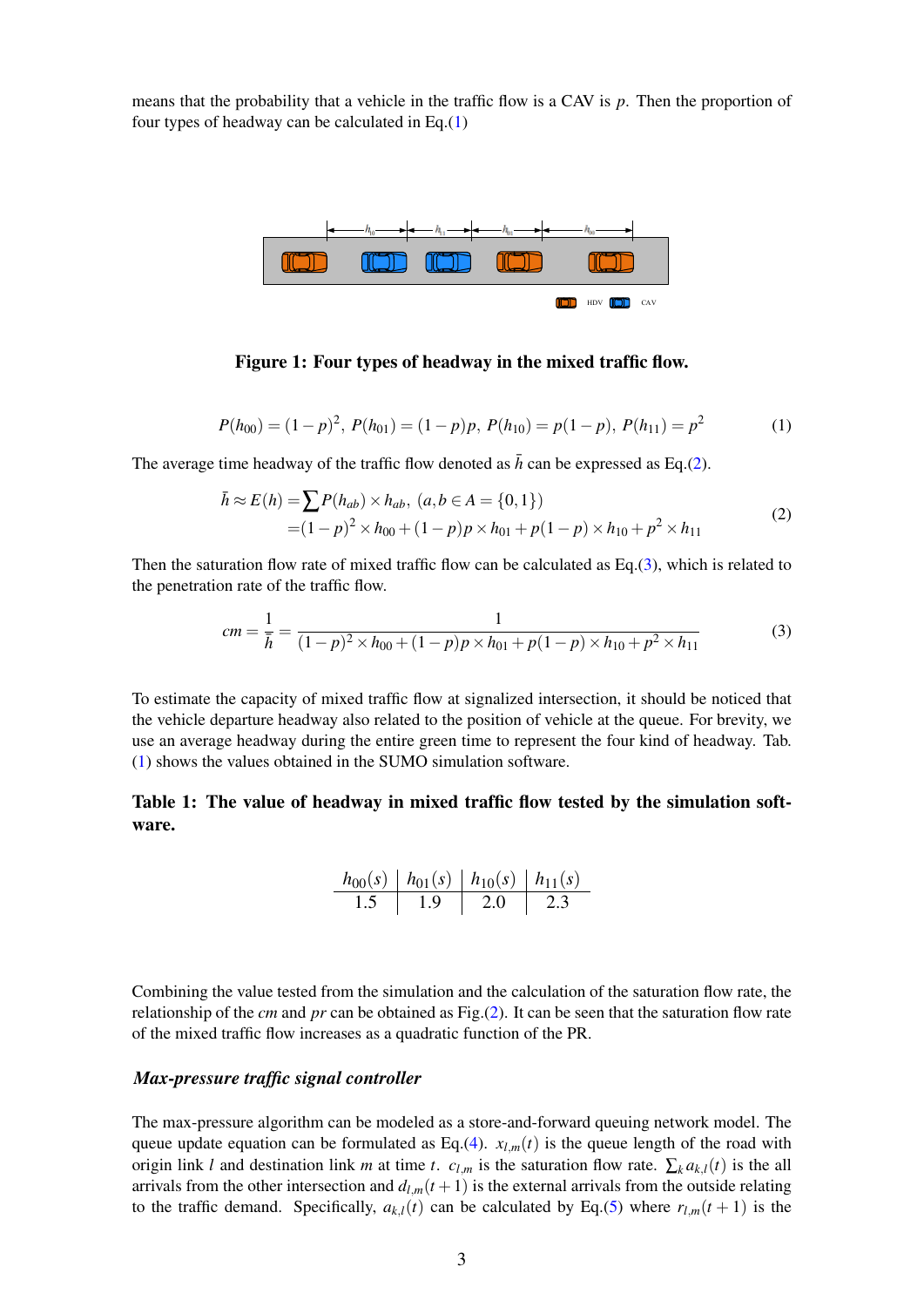means that the probability that a vehicle in the traffic flow is a CAV is $p$. Then the proportion of four types of headway can be calculated in Eq.(1)

**Figure 1: Four types of headway in the mixed traffic flow.**

$$P(h_{00}) = (1-p)^2,\ P(h_{01}) = (1-p)p,\ P(h_{10}) = p(1-p),\ P(h_{11}) = p^2 \tag{1}$$

The average time headway of the traffic flow denoted as $\bar{h}$ can be expressed as Eq.(2).

$$\begin{aligned}\bar{h} \approx E(h) =& \sum P(h_{ab}) \times h_{ab},\ (a, b \in A = \{0, 1\}) \\ =& (1-p)^2 \times h_{00} + (1-p)p \times h_{01} + p(1-p) \times h_{10} + p^2 \times h_{11}\end{aligned} \tag{2}$$

Then the saturation flow rate of mixed traffic flow can be calculated as Eq.(3), which is related to the penetration rate of the traffic flow.

$$cm = \frac{1}{\bar{h}} = \frac{1}{(1-p)^2 \times h_{00} + (1-p)p \times h_{01} + p(1-p) \times h_{10} + p^2 \times h_{11}} \tag{3}$$

To estimate the capacity of mixed traffic flow at signalized intersection, it should be noticed that the vehicle departure headway also related to the position of vehicle at the queue. For brevity, we use an average headway during the entire green time to represent the four kind of headway. Tab. (1) shows the values obtained in the SUMO simulation software.

**Table 1: The value of headway in mixed traffic flow tested by the simulation software.**

| $h_{00}(s)$ | $h_{01}(s)$ | $h_{10}(s)$ | $h_{11}(s)$ |
|---|---|---|---|
| 1.5 | 1.9 | 2.0 | 2.3 |

Combining the value tested from the simulation and the calculation of the saturation flow rate, the relationship of the *cm* and *pr* can be obtained as Fig.(2). It can be seen that the saturation flow rate of the mixed traffic flow increases as a quadratic function of the PR.

### *Max-pressure traffic signal controller*

The max-pressure algorithm can be modeled as a store-and-forward queuing network model. The queue update equation can be formulated as Eq.(4). $x_{l,m}(t)$ is the queue length of the road with origin link $l$ and destination link $m$ at time $t$. $c_{l,m}$ is the saturation flow rate. $\sum_k a_{k,l}(t)$ is the all arrivals from the other intersection and $d_{l,m}(t+1)$ is the external arrivals from the outside relating to the traffic demand. Specifically, $a_{k,l}(t)$ can be calculated by Eq.(5) where $r_{l,m}(t+1)$ is the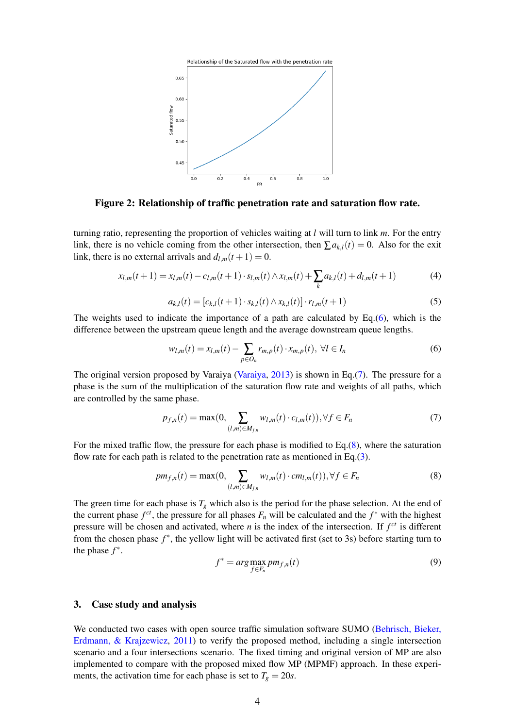**Figure 2: Relationship of traffic penetration rate and saturation flow rate.**

turning ratio, representing the proportion of vehicles waiting at $l$ will turn to link $m$. For the entry link, there is no vehicle coming from the other intersection, then $\sum a_{k,l}(t) = 0$. Also for the exit link, there is no external arrivals and $d_{l,m}(t+1) = 0$.

$$x_{l,m}(t+1) = x_{l,m}(t) - c_{l,m}(t+1) \cdot s_{l,m}(t) \wedge x_{l,m}(t) + \sum_{k} a_{k,l}(t) + d_{l,m}(t+1) \tag{4}$$

$$a_{k,l}(t) = [c_{k,l}(t+1) \cdot s_{k,l}(t) \wedge x_{k,l}(t)] \cdot r_{l,m}(t+1) \tag{5}$$

The weights used to indicate the importance of a path are calculated by Eq.(6), which is the difference between the upstream queue length and the average downstream queue lengths.

$$w_{l,m}(t) = x_{l,m}(t) - \sum_{p \in O_n} r_{m,p}(t) \cdot x_{m,p}(t), \ \forall l \in I_n \tag{6}$$

The original version proposed by Varaiya (Varaiya, 2013) is shown in Eq.(7). The pressure for a phase is the sum of the multiplication of the saturation flow rate and weights of all paths, which are controlled by the same phase.

$$p_{f,n}(t) = \max(0, \sum_{(l,m) \in M_{j,n}} w_{l,m}(t) \cdot c_{l,m}(t)), \forall f \in F_n \tag{7}$$

For the mixed traffic flow, the pressure for each phase is modified to Eq.(8), where the saturation flow rate for each path is related to the penetration rate as mentioned in Eq.(3).

$$pm_{f,n}(t) = \max(0, \sum_{(l,m) \in M_{j,n}} w_{l,m}(t) \cdot cm_{l,m}(t)), \forall f \in F_n \tag{8}$$

The green time for each phase is $T_g$ which also is the period for the phase selection. At the end of the current phase $f^{ct}$, the pressure for all phases $F_n$ will be calculated and the $f^*$ with the highest pressure will be chosen and activated, where $n$ is the index of the intersection. If $f^{ct}$ is different from the chosen phase $f^*$, the yellow light will be activated first (set to 3s) before starting turn to the phase $f^*$.

$$f^* = arg \max_{f \in F_n} pm_{f,n}(t) \tag{9}$$

## 3. Case study and analysis

We conducted two cases with open source traffic simulation software SUMO (Behrisch, Bieker, Erdmann, & Krajzewicz, 2011) to verify the proposed method, including a single intersection scenario and a four intersections scenario. The fixed timing and original version of MP are also implemented to compare with the proposed mixed flow MP (MPMF) approach. In these experiments, the activation time for each phase is set to $T_g = 20s$.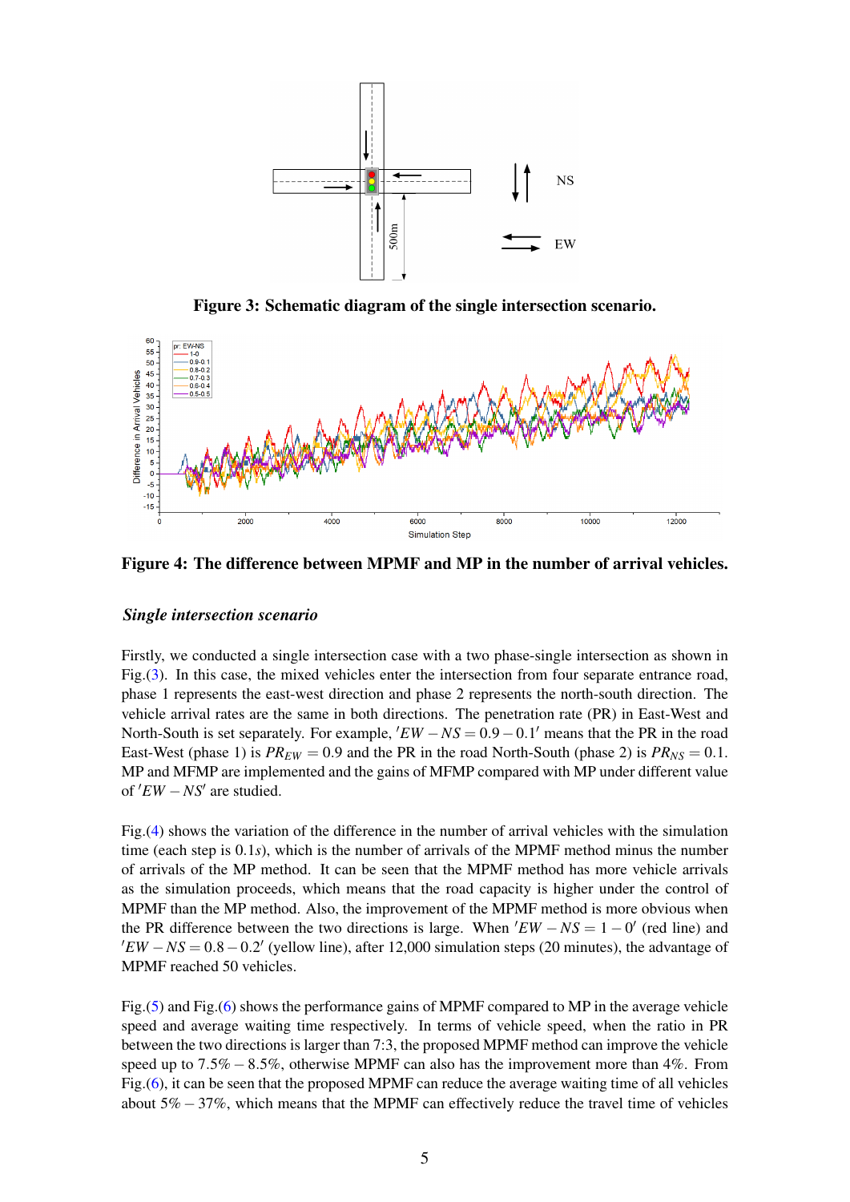Figure 3: Schematic diagram of the single intersection scenario.

Figure 4: The difference between MPMF and MP in the number of arrival vehicles.

### *Single intersection scenario*

Firstly, we conducted a single intersection case with a two phase-single intersection as shown in Fig.(3). In this case, the mixed vehicles enter the intersection from four separate entrance road, phase 1 represents the east-west direction and phase 2 represents the north-south direction. The vehicle arrival rates are the same in both directions. The penetration rate (PR) in East-West and North-South is set separately. For example, $'EW-NS = 0.9-0.1'$ means that the PR in the road East-West (phase 1) is $PR_{EW} = 0.9$ and the PR in the road North-South (phase 2) is $PR_{NS} = 0.1$. MP and MFMP are implemented and the gains of MFMP compared with MP under different value of $'EW-NS'$ are studied.

Fig.(4) shows the variation of the difference in the number of arrival vehicles with the simulation time (each step is $0.1s$), which is the number of arrivals of the MPMF method minus the number of arrivals of the MP method. It can be seen that the MPMF method has more vehicle arrivals as the simulation proceeds, which means that the road capacity is higher under the control of MPMF than the MP method. Also, the improvement of the MPMF method is more obvious when the PR difference between the two directions is large. When $'EW-NS = 1-0'$ (red line) and $'EW-NS = 0.8-0.2'$ (yellow line), after 12,000 simulation steps (20 minutes), the advantage of MPMF reached 50 vehicles.

Fig.(5) and Fig.(6) shows the performance gains of MPMF compared to MP in the average vehicle speed and average waiting time respectively. In terms of vehicle speed, when the ratio in PR between the two directions is larger than 7:3, the proposed MPMF method can improve the vehicle speed up to $7.5\% - 8.5\%$, otherwise MPMF can also has the improvement more than 4%. From Fig.(6), it can be seen that the proposed MPMF can reduce the average waiting time of all vehicles about $5\% - 37\%$, which means that the MPMF can effectively reduce the travel time of vehicles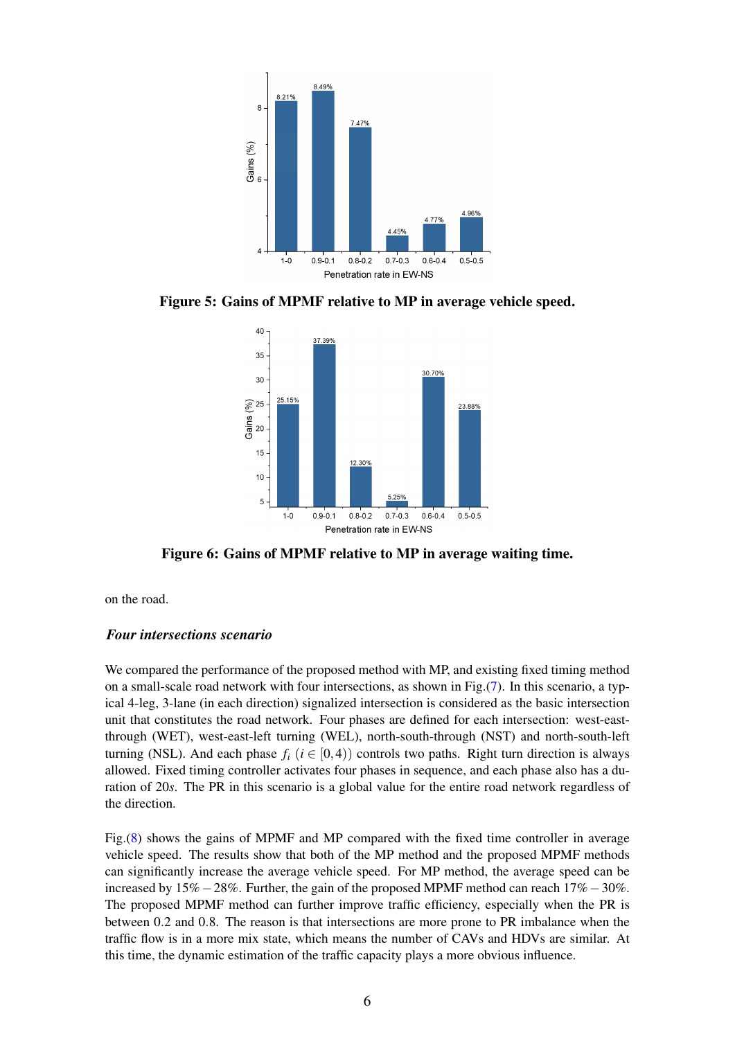Figure 5: **Gains of MPMF relative to MP in average vehicle speed.**

Figure 6: **Gains of MPMF relative to MP in average waiting time.**

on the road.

***Four intersections scenario***

We compared the performance of the proposed method with MP, and existing fixed timing method on a small-scale road network with four intersections, as shown in Fig.(7). In this scenario, a typical 4-leg, 3-lane (in each direction) signalized intersection is considered as the basic intersection unit that constitutes the road network. Four phases are defined for each intersection: west-east-through (WET), west-east-left turning (WEL), north-south-through (NST) and north-south-left turning (NSL). And each phase $f_i$ $(i \in [0,4))$ controls two paths. Right turn direction is always allowed. Fixed timing controller activates four phases in sequence, and each phase also has a duration of $20s$. The PR in this scenario is a global value for the entire road network regardless of the direction.

Fig.(8) shows the gains of MPMF and MP compared with the fixed time controller in average vehicle speed. The results show that both of the MP method and the proposed MPMF methods can significantly increase the average vehicle speed. For MP method, the average speed can be increased by $15\% - 28\%$. Further, the gain of the proposed MPMF method can reach $17\% - 30\%$. The proposed MPMF method can further improve traffic efficiency, especially when the PR is between 0.2 and 0.8. The reason is that intersections are more prone to PR imbalance when the traffic flow is in a more mix state, which means the number of CAVs and HDVs are similar. At this time, the dynamic estimation of the traffic capacity plays a more obvious influence.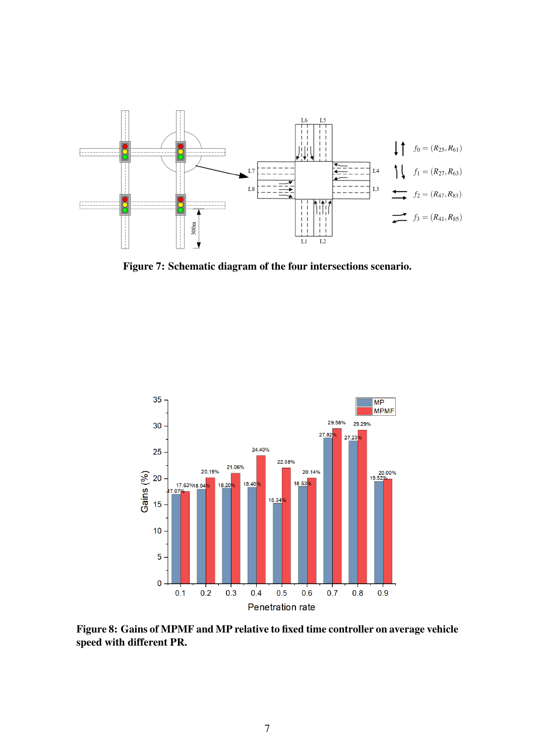**Figure 7: Schematic diagram of the four intersections scenario.**

**Figure 8: Gains of MPMF and MP relative to fixed time controller on average vehicle speed with different PR.**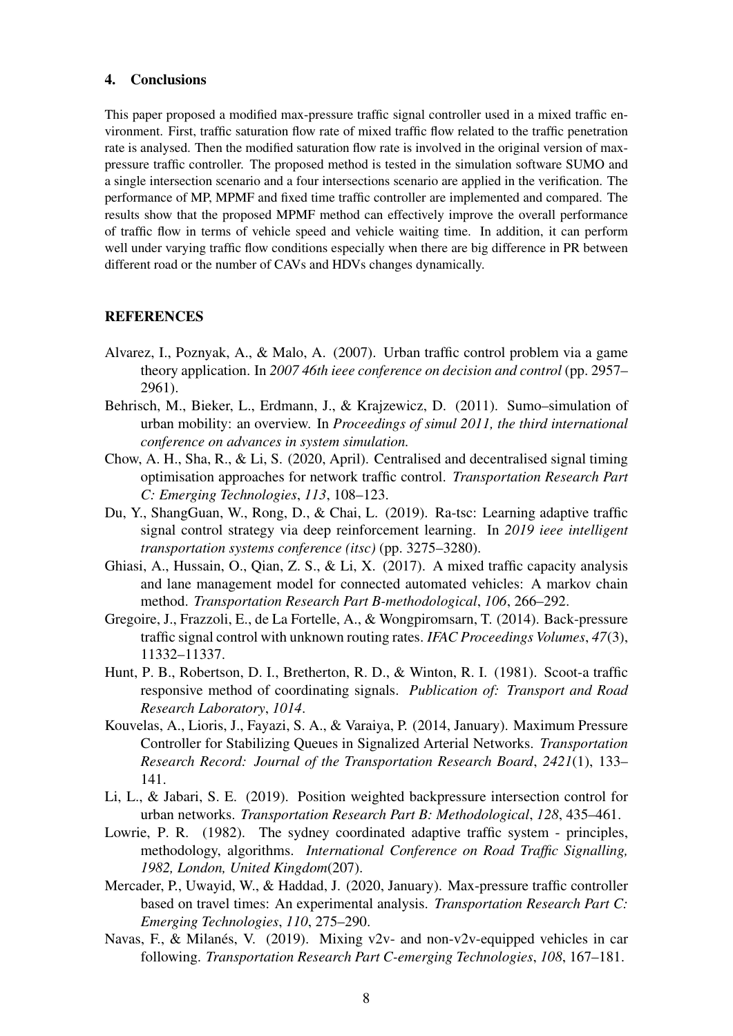## 4. Conclusions

This paper proposed a modified max-pressure traffic signal controller used in a mixed traffic environment. First, traffic saturation flow rate of mixed traffic flow related to the traffic penetration rate is analysed. Then the modified saturation flow rate is involved in the original version of max-pressure traffic controller. The proposed method is tested in the simulation software SUMO and a single intersection scenario and a four intersections scenario are applied in the verification. The performance of MP, MPMF and fixed time traffic controller are implemented and compared. The results show that the proposed MPMF method can effectively improve the overall performance of traffic flow in terms of vehicle speed and vehicle waiting time. In addition, it can perform well under varying traffic flow conditions especially when there are big difference in PR between different road or the number of CAVs and HDVs changes dynamically.

## REFERENCES

Alvarez, I., Poznyak, A., & Malo, A. (2007). Urban traffic control problem via a game theory application. In *2007 46th ieee conference on decision and control* (pp. 2957–2961).

Behrisch, M., Bieker, L., Erdmann, J., & Krajzewicz, D. (2011). Sumo–simulation of urban mobility: an overview. In *Proceedings of simul 2011, the third international conference on advances in system simulation.*

Chow, A. H., Sha, R., & Li, S. (2020, April). Centralised and decentralised signal timing optimisation approaches for network traffic control. *Transportation Research Part C: Emerging Technologies*, *113*, 108–123.

Du, Y., ShangGuan, W., Rong, D., & Chai, L. (2019). Ra-tsc: Learning adaptive traffic signal control strategy via deep reinforcement learning. In *2019 ieee intelligent transportation systems conference (itsc)* (pp. 3275–3280).

Ghiasi, A., Hussain, O., Qian, Z. S., & Li, X. (2017). A mixed traffic capacity analysis and lane management model for connected automated vehicles: A markov chain method. *Transportation Research Part B-methodological*, *106*, 266–292.

Gregoire, J., Frazzoli, E., de La Fortelle, A., & Wongpiromsarn, T. (2014). Back-pressure traffic signal control with unknown routing rates. *IFAC Proceedings Volumes*, *47*(3), 11332–11337.

Hunt, P. B., Robertson, D. I., Bretherton, R. D., & Winton, R. I. (1981). Scoot-a traffic responsive method of coordinating signals. *Publication of: Transport and Road Research Laboratory*, *1014*.

Kouvelas, A., Lioris, J., Fayazi, S. A., & Varaiya, P. (2014, January). Maximum Pressure Controller for Stabilizing Queues in Signalized Arterial Networks. *Transportation Research Record: Journal of the Transportation Research Board*, *2421*(1), 133–141.

Li, L., & Jabari, S. E. (2019). Position weighted backpressure intersection control for urban networks. *Transportation Research Part B: Methodological*, *128*, 435–461.

Lowrie, P. R. (1982). The sydney coordinated adaptive traffic system - principles, methodology, algorithms. *International Conference on Road Traffic Signalling, 1982, London, United Kingdom*(207).

Mercader, P., Uwayid, W., & Haddad, J. (2020, January). Max-pressure traffic controller based on travel times: An experimental analysis. *Transportation Research Part C: Emerging Technologies*, *110*, 275–290.

Navas, F., & Milanés, V. (2019). Mixing v2v- and non-v2v-equipped vehicles in car following. *Transportation Research Part C-emerging Technologies*, *108*, 167–181.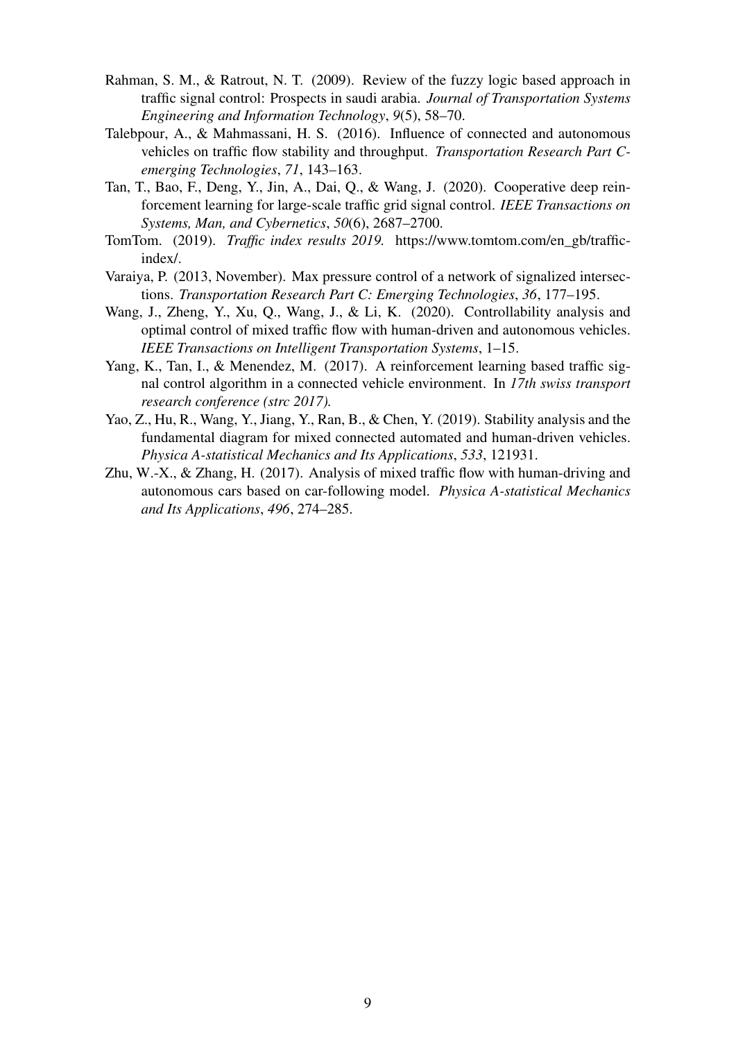Rahman, S. M., & Ratrout, N. T. (2009). Review of the fuzzy logic based approach in traffic signal control: Prospects in saudi arabia. *Journal of Transportation Systems Engineering and Information Technology*, *9*(5), 58–70.

Talebpour, A., & Mahmassani, H. S. (2016). Influence of connected and autonomous vehicles on traffic flow stability and throughput. *Transportation Research Part C-emerging Technologies*, *71*, 143–163.

Tan, T., Bao, F., Deng, Y., Jin, A., Dai, Q., & Wang, J. (2020). Cooperative deep reinforcement learning for large-scale traffic grid signal control. *IEEE Transactions on Systems, Man, and Cybernetics*, *50*(6), 2687–2700.

TomTom. (2019). *Traffic index results 2019.* https://www.tomtom.com/en_gb/traffic-index/.

Varaiya, P. (2013, November). Max pressure control of a network of signalized intersections. *Transportation Research Part C: Emerging Technologies*, *36*, 177–195.

Wang, J., Zheng, Y., Xu, Q., Wang, J., & Li, K. (2020). Controllability analysis and optimal control of mixed traffic flow with human-driven and autonomous vehicles. *IEEE Transactions on Intelligent Transportation Systems*, 1–15.

Yang, K., Tan, I., & Menendez, M. (2017). A reinforcement learning based traffic signal control algorithm in a connected vehicle environment. In *17th swiss transport research conference (strc 2017).*

Yao, Z., Hu, R., Wang, Y., Jiang, Y., Ran, B., & Chen, Y. (2019). Stability analysis and the fundamental diagram for mixed connected automated and human-driven vehicles. *Physica A-statistical Mechanics and Its Applications*, *533*, 121931.

Zhu, W.-X., & Zhang, H. (2017). Analysis of mixed traffic flow with human-driving and autonomous cars based on car-following model. *Physica A-statistical Mechanics and Its Applications*, *496*, 274–285.